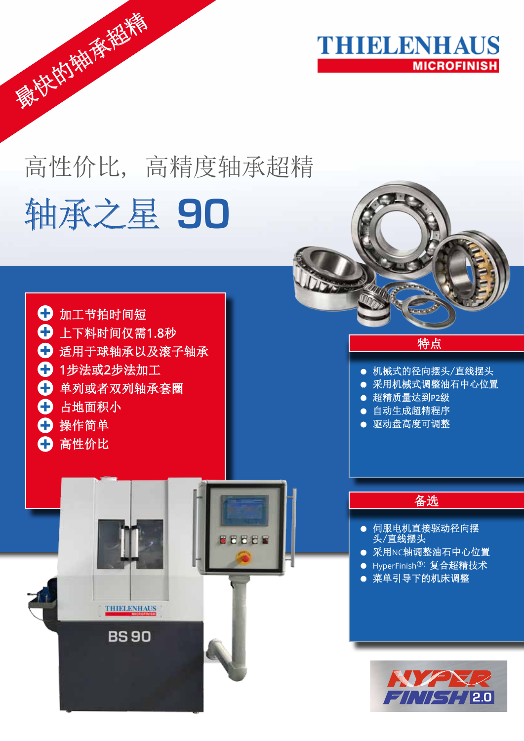最快的轴承超精

THIELENHAUS MICROFINISH

高性价比，高精度轴承超精

# 轴承之星 90

- 加工节拍时间短
- 上下料时间仅需1.8秒
- 适用于球轴承以及滚子轴承
- 1步法或2步法加工
- 单列或者双列轴承套圈
- 占地面积小
- 操作简单
- 高性价比

## 特点

- 机械式的径向摆头/直线摆头
- 采用机械式调整油石中心位置
- 超精质量达到P2级
- 自动生成超精程序
- 驱动盘高度可调整

## 备选

- 伺服电机直接驱动径向摆头/直线摆头
- 采用NC轴调整油石中心位置
- HyperFinish®：复合超精技术
- 菜单引导下的机床调整

BS 90

HYPER FINISH 2.0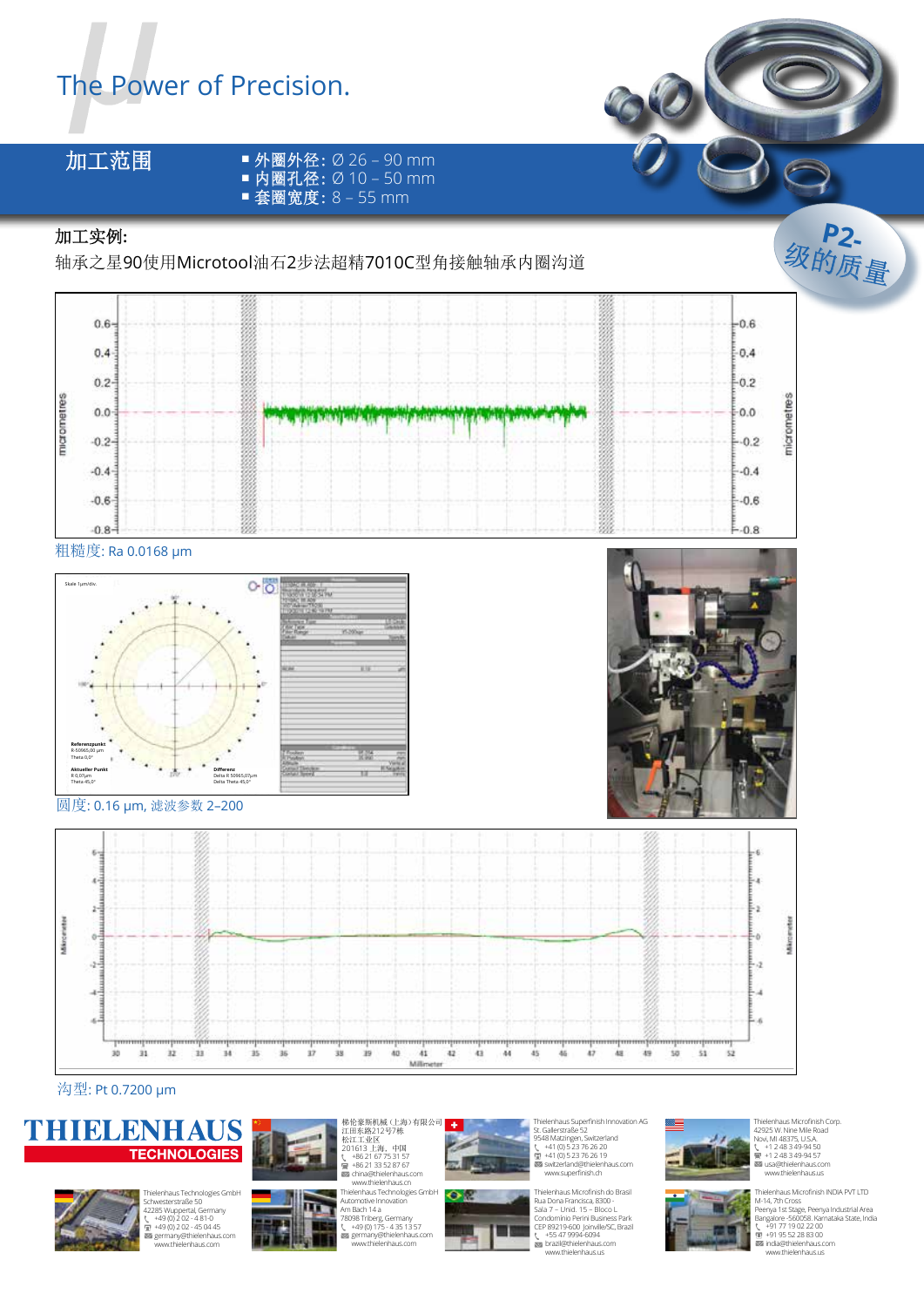The Power of Precision.

## 加工范围

- 外圈外径: Ø 26 – 90 mm
- 内圈孔径: Ø 10 – 50 mm
- 套圈宽度: 8 – 55 mm

P2-级的质量

**加工实例:**

轴承之星90使用Microtool油石2步法超精7010C型角接触轴承内圈沟道

粗糙度: Ra 0.0168 µm

圆度: 0.16 µm, 滤波参数 2–200

沟型: Pt 0.7200 µm

**THIELENHAUS TECHNOLOGIES**

蒂伦豪斯机械（上海）有限公司
江田东路212号7栋
松江工业区
201613 上海，中国
+86 21 67 75 31 57
+86 21 33 52 87 67
china@thielenhaus.com
www.thielenhaus.cn

Thielenhaus Superfinish Innovation AG
St. Gallerstraße 52
9548 Matzingen, Switzerland
+41 (0) 5 23 76 26 20
+41 (0) 5 23 76 26 19
switzerland@thielenhaus.com
www.superfinish.ch

Thielenhaus Microfinish Corp.
42925 W. Nine Mile Road
Novi, MI 48375, U.S.A.
+1 2 48 3 49-94 50
+1 2 48 3 49-94 57
usa@thielenhaus.com
www.thielenhaus.us

Thielenhaus Technologies GmbH
Schwesterstraße 50
42285 Wuppertal, Germany
+49 (0) 2 02 - 4 81-0
+49 (0) 2 02 - 45 04 45
germany@thielenhaus.com
www.thielenhaus.com

Thielenhaus Technologies GmbH
Automotive Innovation
Am Bach 14 a
78098 Triberg, Germany
+49 (0) 175 - 4 35 13 57
germany@thielenhaus.com
www.thielenhaus.com

Thielenhaus Microfinish do Brasil
Rua Dona Francisca, 8300 -
Sala 7 – Unid. 15 – Bloco L
Condominio Perini Business Park
CEP 89219-600 Joinville/SC, Brazil
+55 47 9994-6094
brazil@thielenhaus.com
www.thielenhaus.us

Thielenhaus Microfinish INDIA PVT LTD
M-14, 7th Cross
Peenya 1st Stage, Peenya Industrial Area
Bangalore -560058. Karnataka State, India
+91 77 19 02 22 00
+91 95 52 28 83 00
india@thielenhaus.com
www.thielenhaus.us